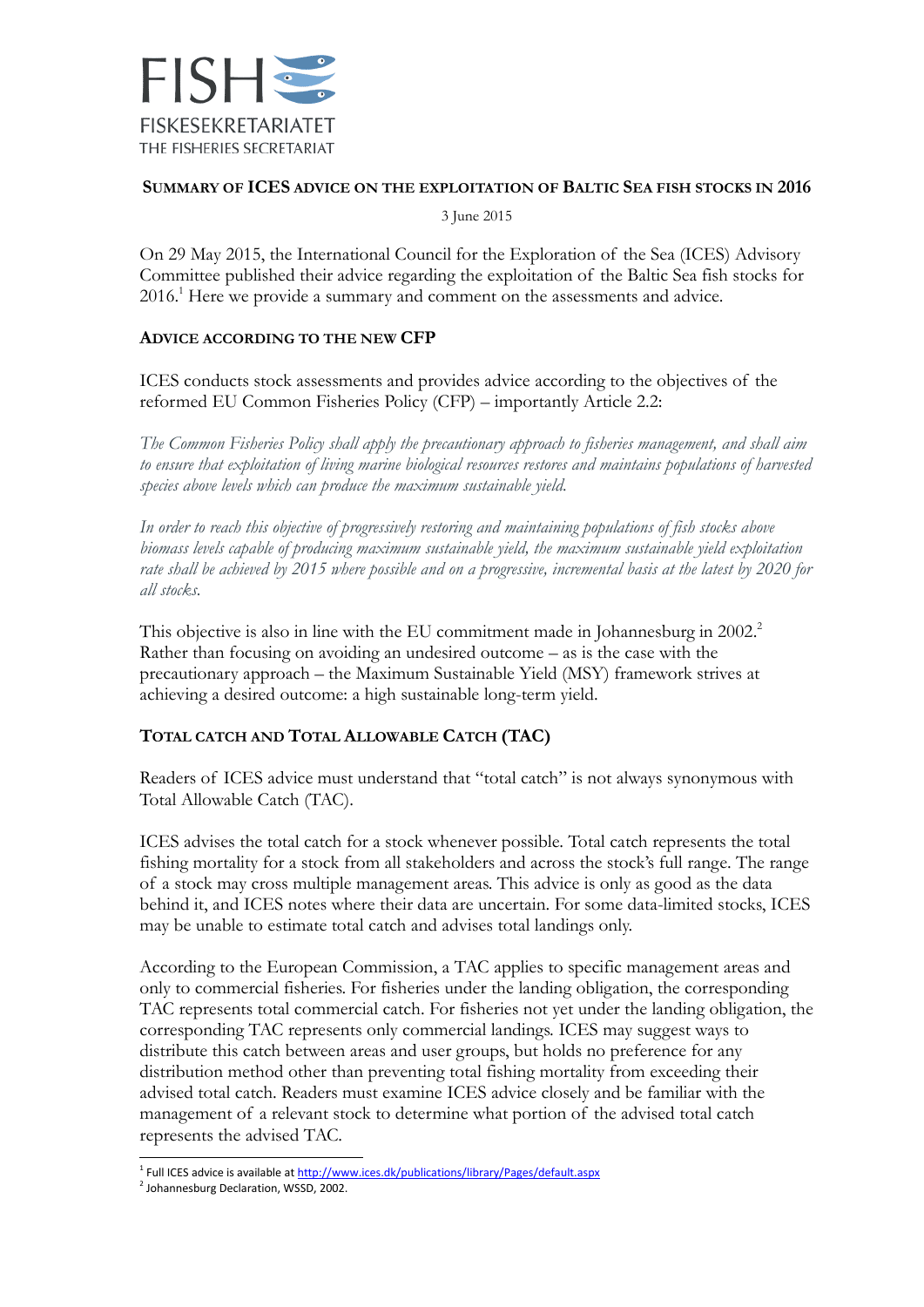FISH
FISKESEKRETARIATET
THE FISHERIES SECRETARIAT

# SUMMARY OF ICES ADVICE ON THE EXPLOITATION OF BALTIC SEA FISH STOCKS IN 2016

3 June 2015

On 29 May 2015, the International Council for the Exploration of the Sea (ICES) Advisory Committee published their advice regarding the exploitation of the Baltic Sea fish stocks for 2016.[1] Here we provide a summary and comment on the assessments and advice.

## ADVICE ACCORDING TO THE NEW CFP

ICES conducts stock assessments and provides advice according to the objectives of the reformed EU Common Fisheries Policy (CFP) – importantly Article 2.2:

*The Common Fisheries Policy shall apply the precautionary approach to fisheries management, and shall aim to ensure that exploitation of living marine biological resources restores and maintains populations of harvested species above levels which can produce the maximum sustainable yield.*

*In order to reach this objective of progressively restoring and maintaining populations of fish stocks above biomass levels capable of producing maximum sustainable yield, the maximum sustainable yield exploitation rate shall be achieved by 2015 where possible and on a progressive, incremental basis at the latest by 2020 for all stocks.*

This objective is also in line with the EU commitment made in Johannesburg in 2002.[2] Rather than focusing on avoiding an undesired outcome – as is the case with the precautionary approach – the Maximum Sustainable Yield (MSY) framework strives at achieving a desired outcome: a high sustainable long-term yield.

## TOTAL CATCH AND TOTAL ALLOWABLE CATCH (TAC)

Readers of ICES advice must understand that "total catch" is not always synonymous with Total Allowable Catch (TAC).

ICES advises the total catch for a stock whenever possible. Total catch represents the total fishing mortality for a stock from all stakeholders and across the stock's full range. The range of a stock may cross multiple management areas. This advice is only as good as the data behind it, and ICES notes where their data are uncertain. For some data-limited stocks, ICES may be unable to estimate total catch and advises total landings only.

According to the European Commission, a TAC applies to specific management areas and only to commercial fisheries. For fisheries under the landing obligation, the corresponding TAC represents total commercial catch. For fisheries not yet under the landing obligation, the corresponding TAC represents only commercial landings. ICES may suggest ways to distribute this catch between areas and user groups, but holds no preference for any distribution method other than preventing total fishing mortality from exceeding their advised total catch. Readers must examine ICES advice closely and be familiar with the management of a relevant stock to determine what portion of the advised total catch represents the advised TAC.

---

[1] Full ICES advice is available at http://www.ices.dk/publications/library/Pages/default.aspx

[2] Johannesburg Declaration, WSSD, 2002.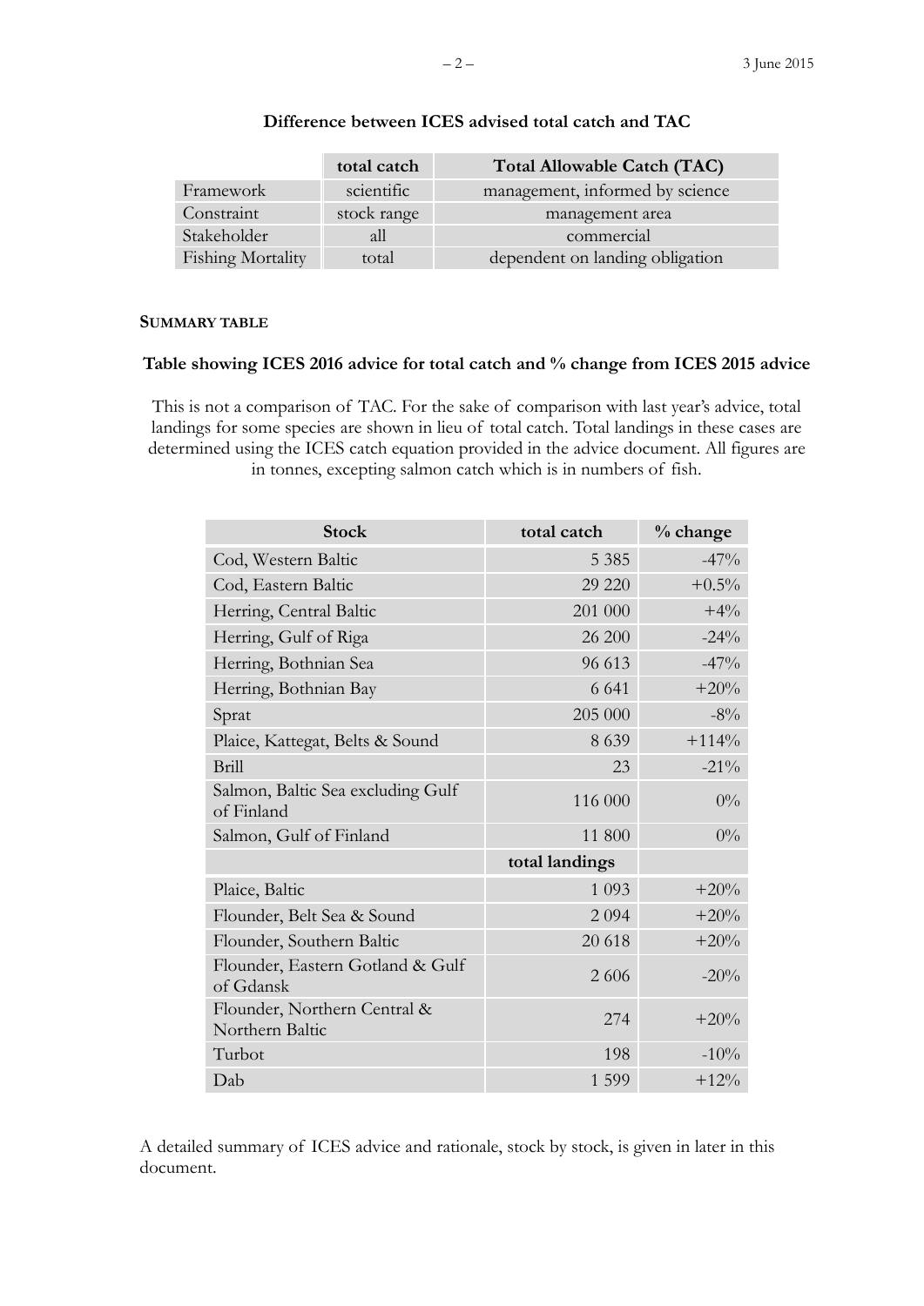**Difference between ICES advised total catch and TAC**

| | total catch | Total Allowable Catch (TAC) |
|---|---|---|
| Framework | scientific | management, informed by science |
| Constraint | stock range | management area |
| Stakeholder | all | commercial |
| Fishing Mortality | total | dependent on landing obligation |

**SUMMARY TABLE**

**Table showing ICES 2016 advice for total catch and % change from ICES 2015 advice**

This is not a comparison of TAC. For the sake of comparison with last year's advice, total landings for some species are shown in lieu of total catch. Total landings in these cases are determined using the ICES catch equation provided in the advice document. All figures are in tonnes, excepting salmon catch which is in numbers of fish.

| Stock | total catch | % change |
|---|---|---|
| Cod, Western Baltic | 5 385 | -47% |
| Cod, Eastern Baltic | 29 220 | +0.5% |
| Herring, Central Baltic | 201 000 | +4% |
| Herring, Gulf of Riga | 26 200 | -24% |
| Herring, Bothnian Sea | 96 613 | -47% |
| Herring, Bothnian Bay | 6 641 | +20% |
| Sprat | 205 000 | -8% |
| Plaice, Kattegat, Belts & Sound | 8 639 | +114% |
| Brill | 23 | -21% |
| Salmon, Baltic Sea excluding Gulf of Finland | 116 000 | 0% |
| Salmon, Gulf of Finland | 11 800 | 0% |
| | **total landings** | |
| Plaice, Baltic | 1 093 | +20% |
| Flounder, Belt Sea & Sound | 2 094 | +20% |
| Flounder, Southern Baltic | 20 618 | +20% |
| Flounder, Eastern Gotland & Gulf of Gdansk | 2 606 | -20% |
| Flounder, Northern Central & Northern Baltic | 274 | +20% |
| Turbot | 198 | -10% |
| Dab | 1 599 | +12% |

A detailed summary of ICES advice and rationale, stock by stock, is given in later in this document.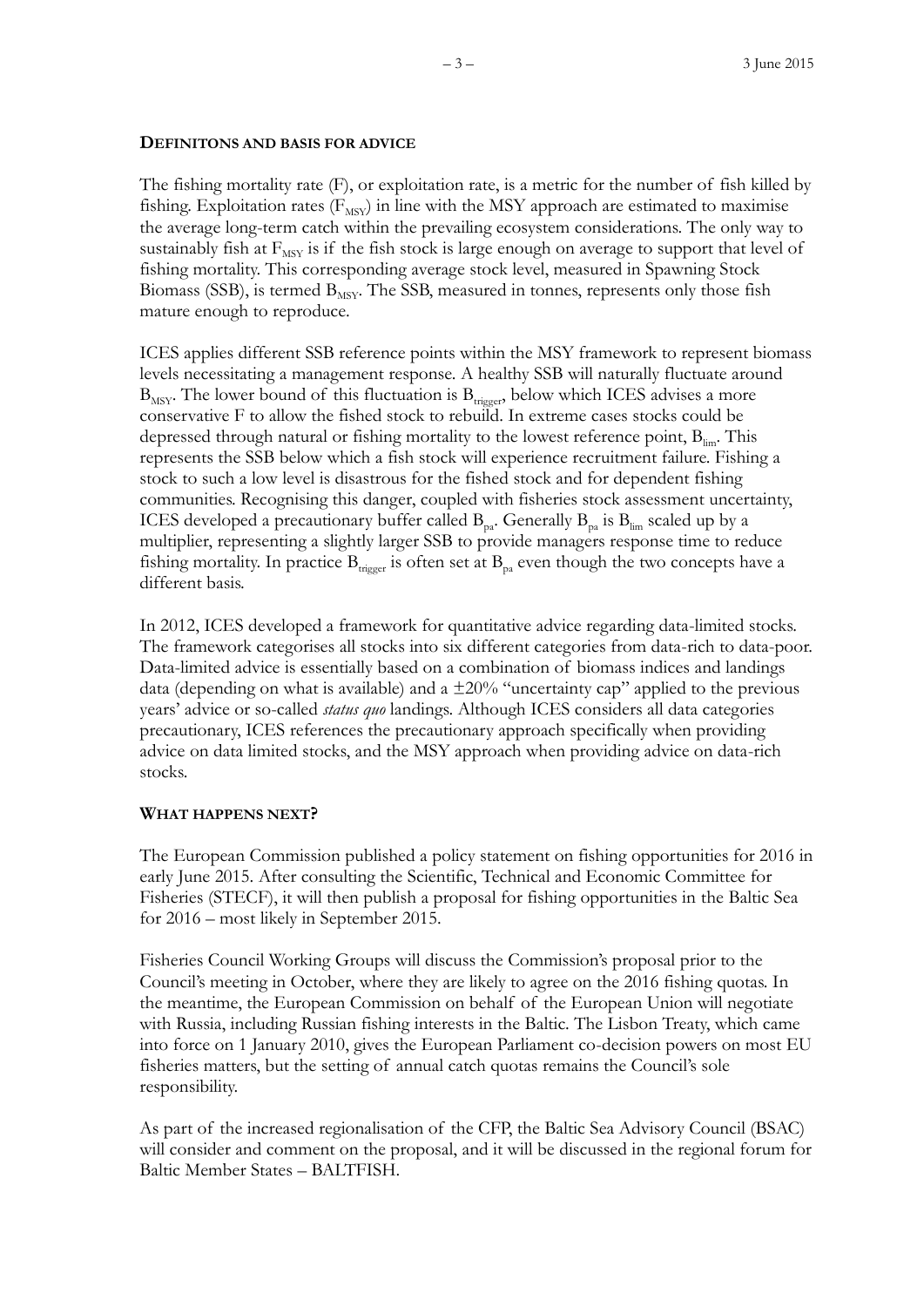## DEFINITONS AND BASIS FOR ADVICE

The fishing mortality rate (F), or exploitation rate, is a metric for the number of fish killed by fishing. Exploitation rates ($F_{MSY}$) in line with the MSY approach are estimated to maximise the average long-term catch within the prevailing ecosystem considerations. The only way to sustainably fish at $F_{MSY}$ is if the fish stock is large enough on average to support that level of fishing mortality. This corresponding average stock level, measured in Spawning Stock Biomass (SSB), is termed $B_{MSY}$. The SSB, measured in tonnes, represents only those fish mature enough to reproduce.

ICES applies different SSB reference points within the MSY framework to represent biomass levels necessitating a management response. A healthy SSB will naturally fluctuate around $B_{MSY}$. The lower bound of this fluctuation is $B_{trigger}$, below which ICES advises a more conservative F to allow the fished stock to rebuild. In extreme cases stocks could be depressed through natural or fishing mortality to the lowest reference point, $B_{lim}$. This represents the SSB below which a fish stock will experience recruitment failure. Fishing a stock to such a low level is disastrous for the fished stock and for dependent fishing communities. Recognising this danger, coupled with fisheries stock assessment uncertainty, ICES developed a precautionary buffer called $B_{pa}$. Generally $B_{pa}$ is $B_{lim}$ scaled up by a multiplier, representing a slightly larger SSB to provide managers response time to reduce fishing mortality. In practice $B_{trigger}$ is often set at $B_{pa}$ even though the two concepts have a different basis.

In 2012, ICES developed a framework for quantitative advice regarding data-limited stocks. The framework categorises all stocks into six different categories from data-rich to data-poor. Data-limited advice is essentially based on a combination of biomass indices and landings data (depending on what is available) and a ±20% "uncertainty cap" applied to the previous years' advice or so-called *status quo* landings. Although ICES considers all data categories precautionary, ICES references the precautionary approach specifically when providing advice on data limited stocks, and the MSY approach when providing advice on data-rich stocks.

## WHAT HAPPENS NEXT?

The European Commission published a policy statement on fishing opportunities for 2016 in early June 2015. After consulting the Scientific, Technical and Economic Committee for Fisheries (STECF), it will then publish a proposal for fishing opportunities in the Baltic Sea for 2016 – most likely in September 2015.

Fisheries Council Working Groups will discuss the Commission's proposal prior to the Council's meeting in October, where they are likely to agree on the 2016 fishing quotas. In the meantime, the European Commission on behalf of the European Union will negotiate with Russia, including Russian fishing interests in the Baltic. The Lisbon Treaty, which came into force on 1 January 2010, gives the European Parliament co-decision powers on most EU fisheries matters, but the setting of annual catch quotas remains the Council's sole responsibility.

As part of the increased regionalisation of the CFP, the Baltic Sea Advisory Council (BSAC) will consider and comment on the proposal, and it will be discussed in the regional forum for Baltic Member States – BALTFISH.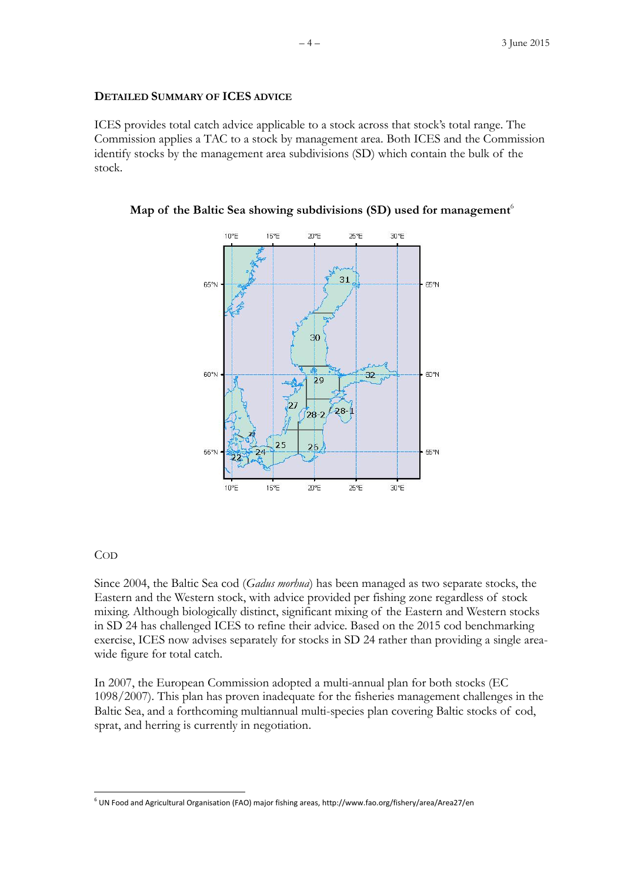**DETAILED SUMMARY OF ICES ADVICE**

ICES provides total catch advice applicable to a stock across that stock's total range. The Commission applies a TAC to a stock by management area. Both ICES and the Commission identify stocks by the management area subdivisions (SD) which contain the bulk of the stock.

**Map of the Baltic Sea showing subdivisions (SD) used for management**[6]

COD

Since 2004, the Baltic Sea cod (*Gadus morhua*) has been managed as two separate stocks, the Eastern and the Western stock, with advice provided per fishing zone regardless of stock mixing. Although biologically distinct, significant mixing of the Eastern and Western stocks in SD 24 has challenged ICES to refine their advice. Based on the 2015 cod benchmarking exercise, ICES now advises separately for stocks in SD 24 rather than providing a single area-wide figure for total catch.

In 2007, the European Commission adopted a multi-annual plan for both stocks (EC 1098/2007). This plan has proven inadequate for the fisheries management challenges in the Baltic Sea, and a forthcoming multiannual multi-species plan covering Baltic stocks of cod, sprat, and herring is currently in negotiation.

[6] UN Food and Agricultural Organisation (FAO) major fishing areas, http://www.fao.org/fishery/area/Area27/en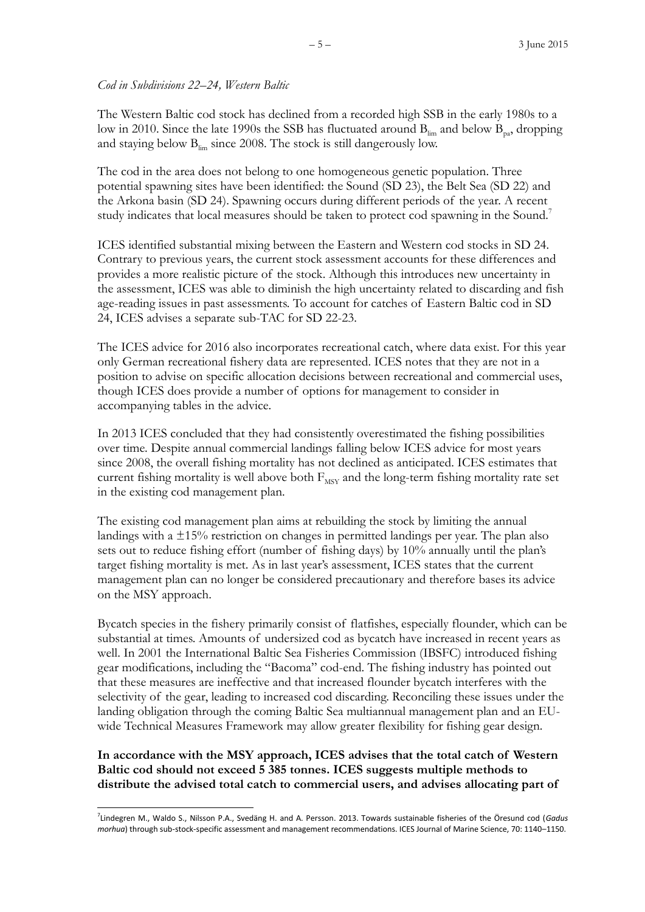*Cod in Subdivisions 22–24, Western Baltic*

The Western Baltic cod stock has declined from a recorded high SSB in the early 1980s to a low in 2010. Since the late 1990s the SSB has fluctuated around $B_{lim}$ and below $B_{pa}$, dropping and staying below $B_{lim}$ since 2008. The stock is still dangerously low.

The cod in the area does not belong to one homogeneous genetic population. Three potential spawning sites have been identified: the Sound (SD 23), the Belt Sea (SD 22) and the Arkona basin (SD 24). Spawning occurs during different periods of the year. A recent study indicates that local measures should be taken to protect cod spawning in the Sound.[7]

ICES identified substantial mixing between the Eastern and Western cod stocks in SD 24. Contrary to previous years, the current stock assessment accounts for these differences and provides a more realistic picture of the stock. Although this introduces new uncertainty in the assessment, ICES was able to diminish the high uncertainty related to discarding and fish age-reading issues in past assessments. To account for catches of Eastern Baltic cod in SD 24, ICES advises a separate sub-TAC for SD 22-23.

The ICES advice for 2016 also incorporates recreational catch, where data exist. For this year only German recreational fishery data are represented. ICES notes that they are not in a position to advise on specific allocation decisions between recreational and commercial uses, though ICES does provide a number of options for management to consider in accompanying tables in the advice.

In 2013 ICES concluded that they had consistently overestimated the fishing possibilities over time. Despite annual commercial landings falling below ICES advice for most years since 2008, the overall fishing mortality has not declined as anticipated. ICES estimates that current fishing mortality is well above both $F_{MSY}$ and the long-term fishing mortality rate set in the existing cod management plan.

The existing cod management plan aims at rebuilding the stock by limiting the annual landings with a ±15% restriction on changes in permitted landings per year. The plan also sets out to reduce fishing effort (number of fishing days) by 10% annually until the plan's target fishing mortality is met. As in last year's assessment, ICES states that the current management plan can no longer be considered precautionary and therefore bases its advice on the MSY approach.

Bycatch species in the fishery primarily consist of flatfishes, especially flounder, which can be substantial at times. Amounts of undersized cod as bycatch have increased in recent years as well. In 2001 the International Baltic Sea Fisheries Commission (IBSFC) introduced fishing gear modifications, including the "Bacoma" cod-end. The fishing industry has pointed out that these measures are ineffective and that increased flounder bycatch interferes with the selectivity of the gear, leading to increased cod discarding. Reconciling these issues under the landing obligation through the coming Baltic Sea multiannual management plan and an EU-wide Technical Measures Framework may allow greater flexibility for fishing gear design.

**In accordance with the MSY approach, ICES advises that the total catch of Western Baltic cod should not exceed 5 385 tonnes. ICES suggests multiple methods to distribute the advised total catch to commercial users, and advises allocating part of**

---

[7] Lindegren M., Waldo S., Nilsson P.A., Svedäng H. and A. Persson. 2013. Towards sustainable fisheries of the Öresund cod (*Gadus morhua*) through sub-stock-specific assessment and management recommendations. ICES Journal of Marine Science, 70: 1140–1150.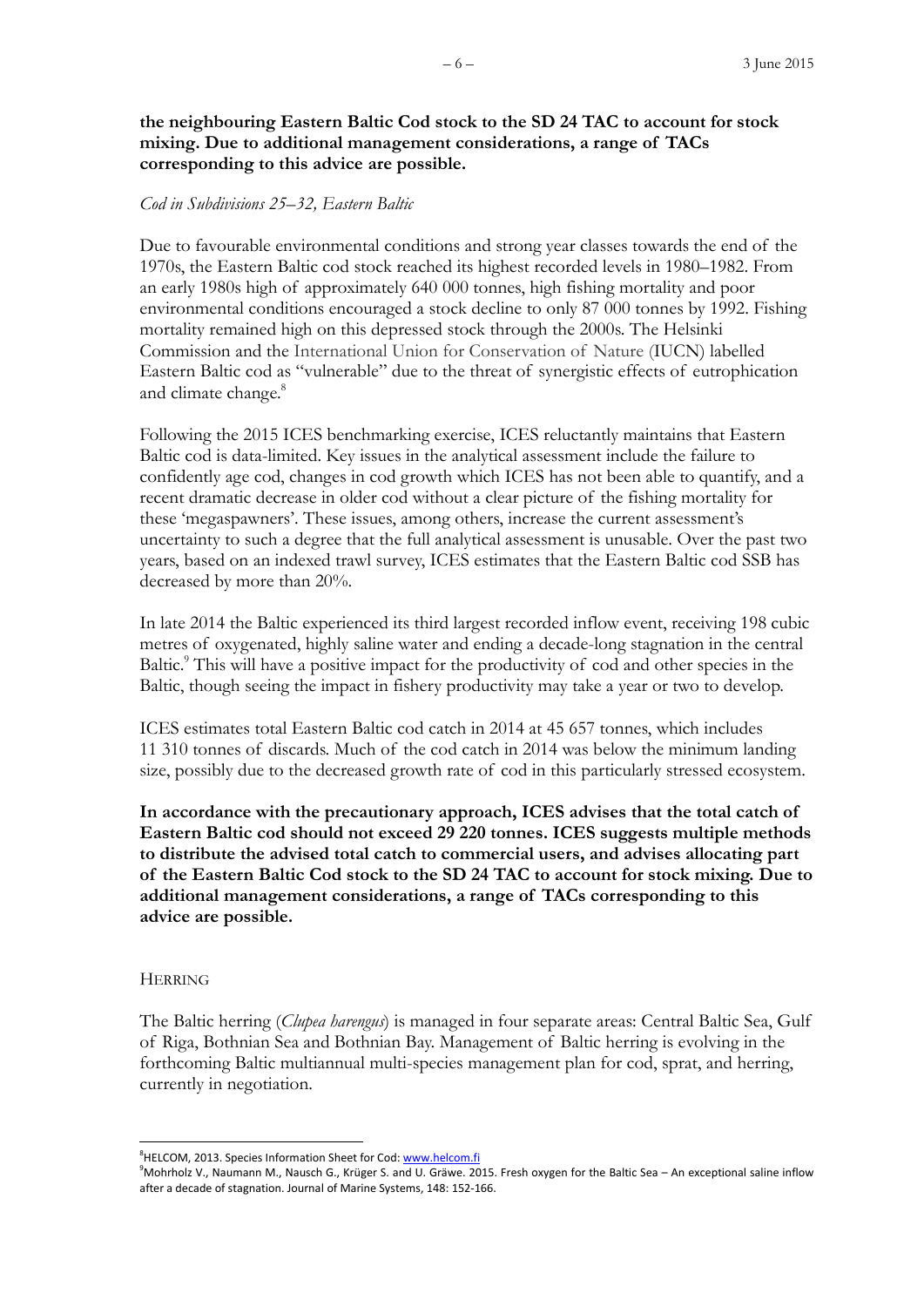**the neighbouring Eastern Baltic Cod stock to the SD 24 TAC to account for stock mixing. Due to additional management considerations, a range of TACs corresponding to this advice are possible.**

*Cod in Subdivisions 25–32, Eastern Baltic*

Due to favourable environmental conditions and strong year classes towards the end of the 1970s, the Eastern Baltic cod stock reached its highest recorded levels in 1980–1982. From an early 1980s high of approximately 640 000 tonnes, high fishing mortality and poor environmental conditions encouraged a stock decline to only 87 000 tonnes by 1992. Fishing mortality remained high on this depressed stock through the 2000s. The Helsinki Commission and the International Union for Conservation of Nature (IUCN) labelled Eastern Baltic cod as "vulnerable" due to the threat of synergistic effects of eutrophication and climate change.[8]

Following the 2015 ICES benchmarking exercise, ICES reluctantly maintains that Eastern Baltic cod is data-limited. Key issues in the analytical assessment include the failure to confidently age cod, changes in cod growth which ICES has not been able to quantify, and a recent dramatic decrease in older cod without a clear picture of the fishing mortality for these 'megaspawners'. These issues, among others, increase the current assessment's uncertainty to such a degree that the full analytical assessment is unusable. Over the past two years, based on an indexed trawl survey, ICES estimates that the Eastern Baltic cod SSB has decreased by more than 20%.

In late 2014 the Baltic experienced its third largest recorded inflow event, receiving 198 cubic metres of oxygenated, highly saline water and ending a decade-long stagnation in the central Baltic.[9] This will have a positive impact for the productivity of cod and other species in the Baltic, though seeing the impact in fishery productivity may take a year or two to develop.

ICES estimates total Eastern Baltic cod catch in 2014 at 45 657 tonnes, which includes 11 310 tonnes of discards. Much of the cod catch in 2014 was below the minimum landing size, possibly due to the decreased growth rate of cod in this particularly stressed ecosystem.

**In accordance with the precautionary approach, ICES advises that the total catch of Eastern Baltic cod should not exceed 29 220 tonnes. ICES suggests multiple methods to distribute the advised total catch to commercial users, and advises allocating part of the Eastern Baltic Cod stock to the SD 24 TAC to account for stock mixing. Due to additional management considerations, a range of TACs corresponding to this advice are possible.**

### HERRING

The Baltic herring (*Clupea harengus*) is managed in four separate areas: Central Baltic Sea, Gulf of Riga, Bothnian Sea and Bothnian Bay. Management of Baltic herring is evolving in the forthcoming Baltic multiannual multi-species management plan for cod, sprat, and herring, currently in negotiation.

---

[8] HELCOM, 2013. Species Information Sheet for Cod: www.helcom.fi

[9] Mohrholz V., Naumann M., Nausch G., Krüger S. and U. Gräwe. 2015. Fresh oxygen for the Baltic Sea – An exceptional saline inflow after a decade of stagnation. Journal of Marine Systems, 148: 152-166.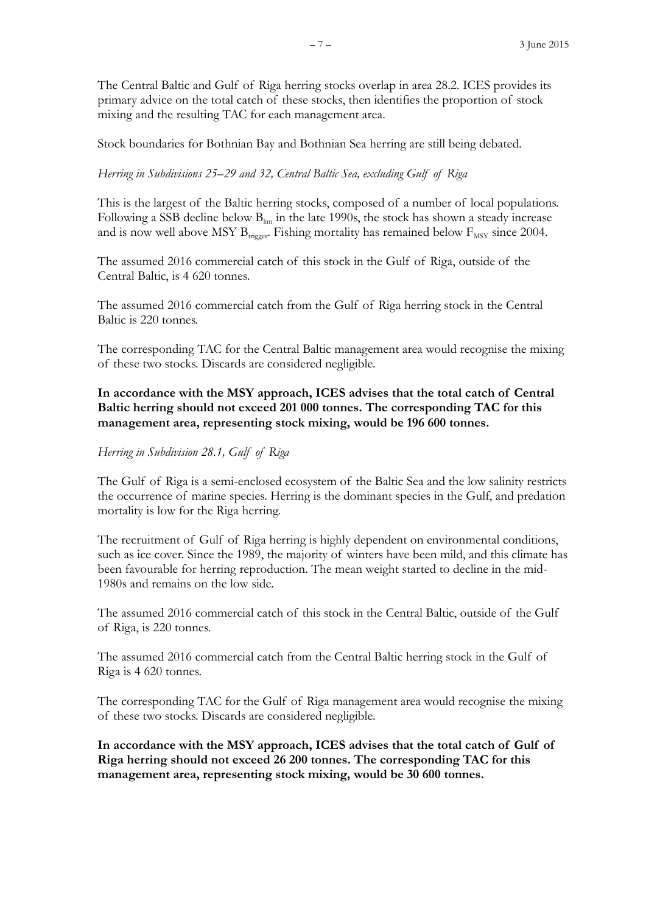The Central Baltic and Gulf of Riga herring stocks overlap in area 28.2. ICES provides its primary advice on the total catch of these stocks, then identifies the proportion of stock mixing and the resulting TAC for each management area.

Stock boundaries for Bothnian Bay and Bothnian Sea herring are still being debated.

*Herring in Subdivisions 25–29 and 32, Central Baltic Sea, excluding Gulf of Riga*

This is the largest of the Baltic herring stocks, composed of a number of local populations. Following a SSB decline below $B_{lim}$ in the late 1990s, the stock has shown a steady increase and is now well above MSY $B_{trigger}$. Fishing mortality has remained below $F_{MSY}$ since 2004.

The assumed 2016 commercial catch of this stock in the Gulf of Riga, outside of the Central Baltic, is 4 620 tonnes.

The assumed 2016 commercial catch from the Gulf of Riga herring stock in the Central Baltic is 220 tonnes.

The corresponding TAC for the Central Baltic management area would recognise the mixing of these two stocks. Discards are considered negligible.

**In accordance with the MSY approach, ICES advises that the total catch of Central Baltic herring should not exceed 201 000 tonnes. The corresponding TAC for this management area, representing stock mixing, would be 196 600 tonnes.**

*Herring in Subdivision 28.1, Gulf of Riga*

The Gulf of Riga is a semi-enclosed ecosystem of the Baltic Sea and the low salinity restricts the occurrence of marine species. Herring is the dominant species in the Gulf, and predation mortality is low for the Riga herring.

The recruitment of Gulf of Riga herring is highly dependent on environmental conditions, such as ice cover. Since the 1989, the majority of winters have been mild, and this climate has been favourable for herring reproduction. The mean weight started to decline in the mid-1980s and remains on the low side.

The assumed 2016 commercial catch of this stock in the Central Baltic, outside of the Gulf of Riga, is 220 tonnes.

The assumed 2016 commercial catch from the Central Baltic herring stock in the Gulf of Riga is 4 620 tonnes.

The corresponding TAC for the Gulf of Riga management area would recognise the mixing of these two stocks. Discards are considered negligible.

**In accordance with the MSY approach, ICES advises that the total catch of Gulf of Riga herring should not exceed 26 200 tonnes. The corresponding TAC for this management area, representing stock mixing, would be 30 600 tonnes.**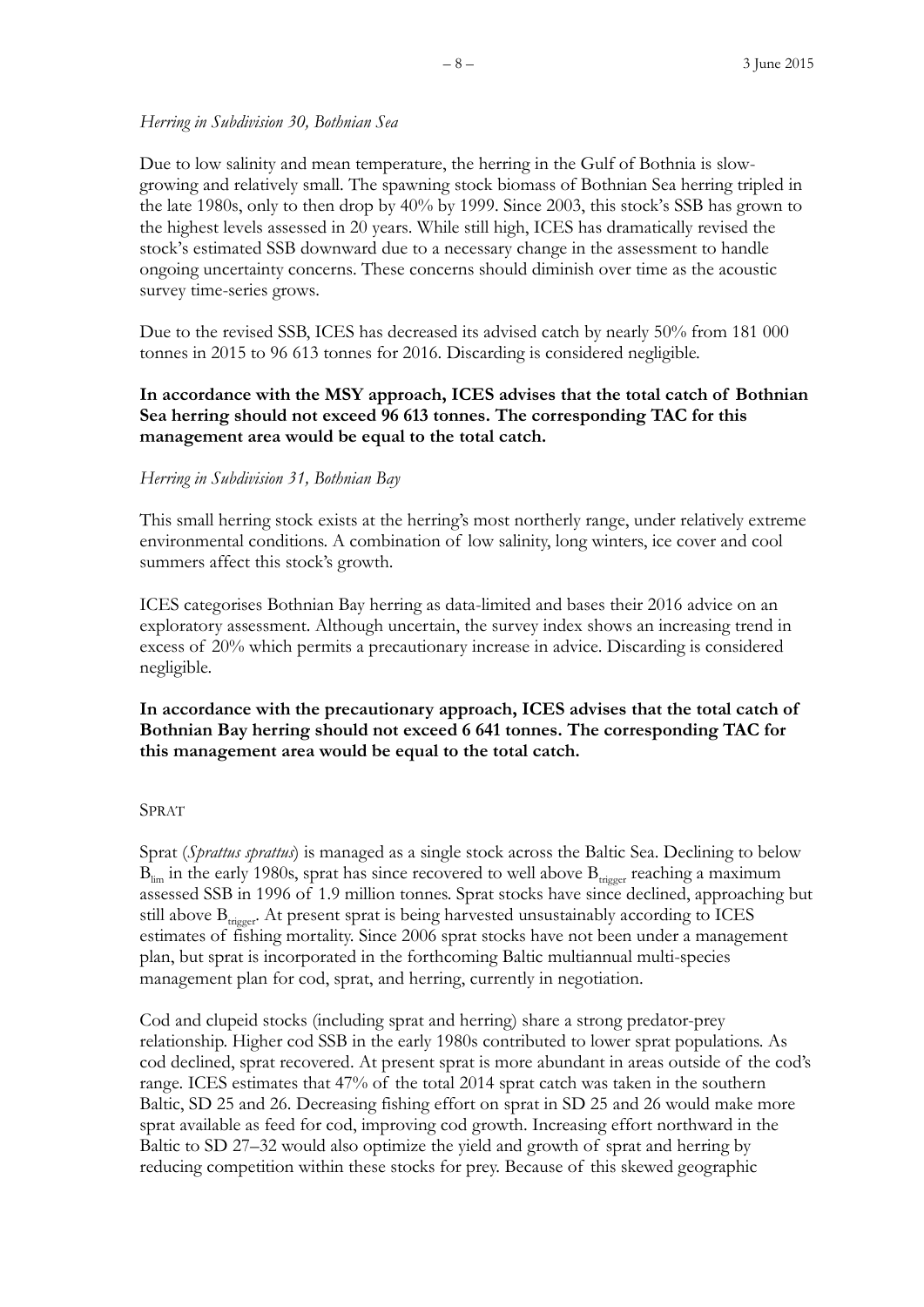*Herring in Subdivision 30, Bothnian Sea*

Due to low salinity and mean temperature, the herring in the Gulf of Bothnia is slow-growing and relatively small. The spawning stock biomass of Bothnian Sea herring tripled in the late 1980s, only to then drop by 40% by 1999. Since 2003, this stock's SSB has grown to the highest levels assessed in 20 years. While still high, ICES has dramatically revised the stock's estimated SSB downward due to a necessary change in the assessment to handle ongoing uncertainty concerns. These concerns should diminish over time as the acoustic survey time-series grows.

Due to the revised SSB, ICES has decreased its advised catch by nearly 50% from 181 000 tonnes in 2015 to 96 613 tonnes for 2016. Discarding is considered negligible.

**In accordance with the MSY approach, ICES advises that the total catch of Bothnian Sea herring should not exceed 96 613 tonnes. The corresponding TAC for this management area would be equal to the total catch.**

*Herring in Subdivision 31, Bothnian Bay*

This small herring stock exists at the herring's most northerly range, under relatively extreme environmental conditions. A combination of low salinity, long winters, ice cover and cool summers affect this stock's growth.

ICES categorises Bothnian Bay herring as data-limited and bases their 2016 advice on an exploratory assessment. Although uncertain, the survey index shows an increasing trend in excess of 20% which permits a precautionary increase in advice. Discarding is considered negligible.

**In accordance with the precautionary approach, ICES advises that the total catch of Bothnian Bay herring should not exceed 6 641 tonnes. The corresponding TAC for this management area would be equal to the total catch.**

SPRAT

Sprat (*Sprattus sprattus*) is managed as a single stock across the Baltic Sea. Declining to below $B_{lim}$ in the early 1980s, sprat has since recovered to well above $B_{trigger}$ reaching a maximum assessed SSB in 1996 of 1.9 million tonnes. Sprat stocks have since declined, approaching but still above $B_{trigger}$. At present sprat is being harvested unsustainably according to ICES estimates of fishing mortality. Since 2006 sprat stocks have not been under a management plan, but sprat is incorporated in the forthcoming Baltic multiannual multi-species management plan for cod, sprat, and herring, currently in negotiation.

Cod and clupeid stocks (including sprat and herring) share a strong predator-prey relationship. Higher cod SSB in the early 1980s contributed to lower sprat populations. As cod declined, sprat recovered. At present sprat is more abundant in areas outside of the cod's range. ICES estimates that 47% of the total 2014 sprat catch was taken in the southern Baltic, SD 25 and 26. Decreasing fishing effort on sprat in SD 25 and 26 would make more sprat available as feed for cod, improving cod growth. Increasing effort northward in the Baltic to SD 27–32 would also optimize the yield and growth of sprat and herring by reducing competition within these stocks for prey. Because of this skewed geographic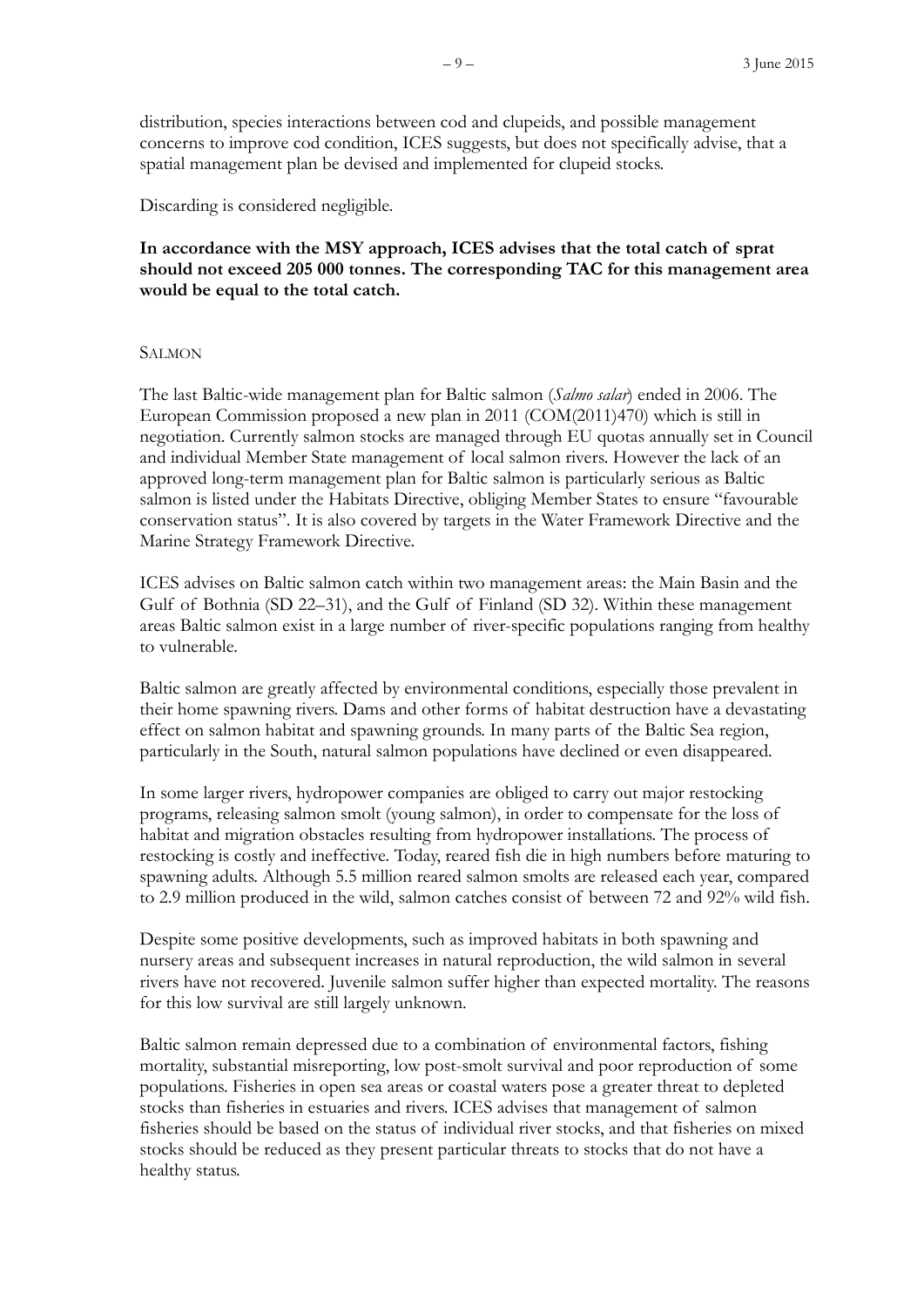distribution, species interactions between cod and clupeids, and possible management concerns to improve cod condition, ICES suggests, but does not specifically advise, that a spatial management plan be devised and implemented for clupeid stocks.

Discarding is considered negligible.

**In accordance with the MSY approach, ICES advises that the total catch of sprat should not exceed 205 000 tonnes. The corresponding TAC for this management area would be equal to the total catch.**

### SALMON

The last Baltic-wide management plan for Baltic salmon (*Salmo salar*) ended in 2006. The European Commission proposed a new plan in 2011 (COM(2011)470) which is still in negotiation. Currently salmon stocks are managed through EU quotas annually set in Council and individual Member State management of local salmon rivers. However the lack of an approved long-term management plan for Baltic salmon is particularly serious as Baltic salmon is listed under the Habitats Directive, obliging Member States to ensure "favourable conservation status". It is also covered by targets in the Water Framework Directive and the Marine Strategy Framework Directive.

ICES advises on Baltic salmon catch within two management areas: the Main Basin and the Gulf of Bothnia (SD 22–31), and the Gulf of Finland (SD 32). Within these management areas Baltic salmon exist in a large number of river-specific populations ranging from healthy to vulnerable.

Baltic salmon are greatly affected by environmental conditions, especially those prevalent in their home spawning rivers. Dams and other forms of habitat destruction have a devastating effect on salmon habitat and spawning grounds. In many parts of the Baltic Sea region, particularly in the South, natural salmon populations have declined or even disappeared.

In some larger rivers, hydropower companies are obliged to carry out major restocking programs, releasing salmon smolt (young salmon), in order to compensate for the loss of habitat and migration obstacles resulting from hydropower installations. The process of restocking is costly and ineffective. Today, reared fish die in high numbers before maturing to spawning adults. Although 5.5 million reared salmon smolts are released each year, compared to 2.9 million produced in the wild, salmon catches consist of between 72 and 92% wild fish.

Despite some positive developments, such as improved habitats in both spawning and nursery areas and subsequent increases in natural reproduction, the wild salmon in several rivers have not recovered. Juvenile salmon suffer higher than expected mortality. The reasons for this low survival are still largely unknown.

Baltic salmon remain depressed due to a combination of environmental factors, fishing mortality, substantial misreporting, low post-smolt survival and poor reproduction of some populations. Fisheries in open sea areas or coastal waters pose a greater threat to depleted stocks than fisheries in estuaries and rivers. ICES advises that management of salmon fisheries should be based on the status of individual river stocks, and that fisheries on mixed stocks should be reduced as they present particular threats to stocks that do not have a healthy status.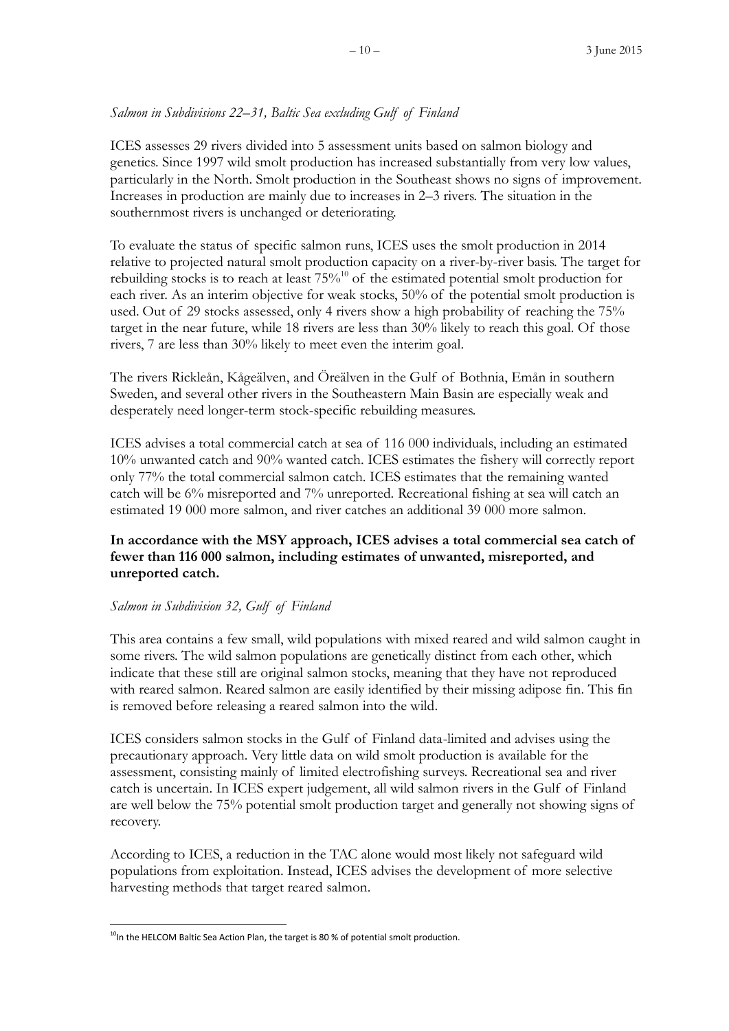*Salmon in Subdivisions 22–31, Baltic Sea excluding Gulf of Finland*

ICES assesses 29 rivers divided into 5 assessment units based on salmon biology and genetics. Since 1997 wild smolt production has increased substantially from very low values, particularly in the North. Smolt production in the Southeast shows no signs of improvement. Increases in production are mainly due to increases in 2–3 rivers. The situation in the southernmost rivers is unchanged or deteriorating.

To evaluate the status of specific salmon runs, ICES uses the smolt production in 2014 relative to projected natural smolt production capacity on a river-by-river basis. The target for rebuilding stocks is to reach at least 75%[10] of the estimated potential smolt production for each river. As an interim objective for weak stocks, 50% of the potential smolt production is used. Out of 29 stocks assessed, only 4 rivers show a high probability of reaching the 75% target in the near future, while 18 rivers are less than 30% likely to reach this goal. Of those rivers, 7 are less than 30% likely to meet even the interim goal.

The rivers Rickleån, Kågeälven, and Öreälven in the Gulf of Bothnia, Emån in southern Sweden, and several other rivers in the Southeastern Main Basin are especially weak and desperately need longer-term stock-specific rebuilding measures.

ICES advises a total commercial catch at sea of 116 000 individuals, including an estimated 10% unwanted catch and 90% wanted catch. ICES estimates the fishery will correctly report only 77% the total commercial salmon catch. ICES estimates that the remaining wanted catch will be 6% misreported and 7% unreported. Recreational fishing at sea will catch an estimated 19 000 more salmon, and river catches an additional 39 000 more salmon.

**In accordance with the MSY approach, ICES advises a total commercial sea catch of fewer than 116 000 salmon, including estimates of unwanted, misreported, and unreported catch.**

*Salmon in Subdivision 32, Gulf of Finland*

This area contains a few small, wild populations with mixed reared and wild salmon caught in some rivers. The wild salmon populations are genetically distinct from each other, which indicate that these still are original salmon stocks, meaning that they have not reproduced with reared salmon. Reared salmon are easily identified by their missing adipose fin. This fin is removed before releasing a reared salmon into the wild.

ICES considers salmon stocks in the Gulf of Finland data-limited and advises using the precautionary approach. Very little data on wild smolt production is available for the assessment, consisting mainly of limited electrofishing surveys. Recreational sea and river catch is uncertain. In ICES expert judgement, all wild salmon rivers in the Gulf of Finland are well below the 75% potential smolt production target and generally not showing signs of recovery.

According to ICES, a reduction in the TAC alone would most likely not safeguard wild populations from exploitation. Instead, ICES advises the development of more selective harvesting methods that target reared salmon.

[10] In the HELCOM Baltic Sea Action Plan, the target is 80 % of potential smolt production.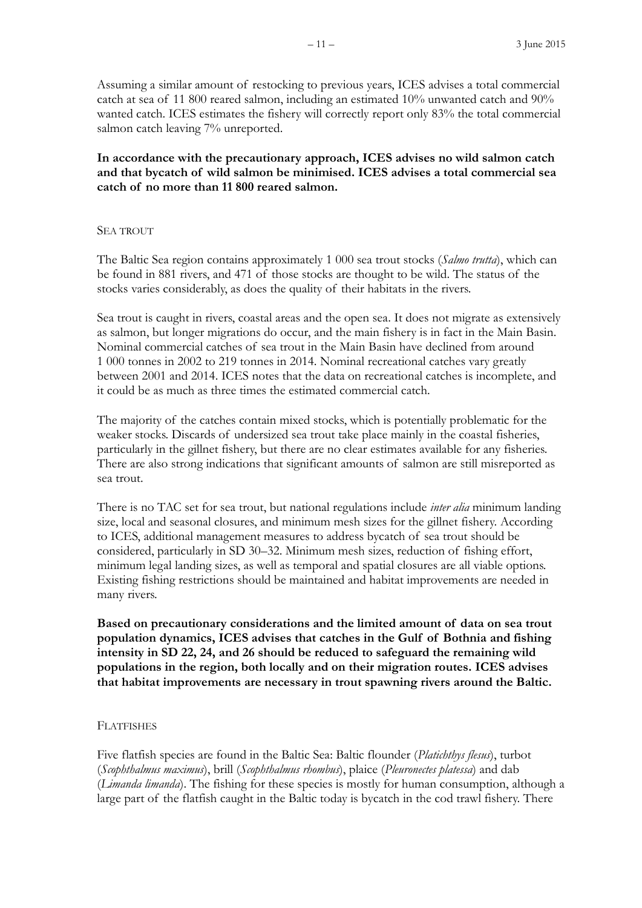Assuming a similar amount of restocking to previous years, ICES advises a total commercial catch at sea of 11 800 reared salmon, including an estimated 10% unwanted catch and 90% wanted catch. ICES estimates the fishery will correctly report only 83% the total commercial salmon catch leaving 7% unreported.

**In accordance with the precautionary approach, ICES advises no wild salmon catch and that bycatch of wild salmon be minimised. ICES advises a total commercial sea catch of no more than 11 800 reared salmon.**

### SEA TROUT

The Baltic Sea region contains approximately 1 000 sea trout stocks (*Salmo trutta*), which can be found in 881 rivers, and 471 of those stocks are thought to be wild. The status of the stocks varies considerably, as does the quality of their habitats in the rivers.

Sea trout is caught in rivers, coastal areas and the open sea. It does not migrate as extensively as salmon, but longer migrations do occur, and the main fishery is in fact in the Main Basin. Nominal commercial catches of sea trout in the Main Basin have declined from around 1 000 tonnes in 2002 to 219 tonnes in 2014. Nominal recreational catches vary greatly between 2001 and 2014. ICES notes that the data on recreational catches is incomplete, and it could be as much as three times the estimated commercial catch.

The majority of the catches contain mixed stocks, which is potentially problematic for the weaker stocks. Discards of undersized sea trout take place mainly in the coastal fisheries, particularly in the gillnet fishery, but there are no clear estimates available for any fisheries. There are also strong indications that significant amounts of salmon are still misreported as sea trout.

There is no TAC set for sea trout, but national regulations include *inter alia* minimum landing size, local and seasonal closures, and minimum mesh sizes for the gillnet fishery. According to ICES, additional management measures to address bycatch of sea trout should be considered, particularly in SD 30–32. Minimum mesh sizes, reduction of fishing effort, minimum legal landing sizes, as well as temporal and spatial closures are all viable options. Existing fishing restrictions should be maintained and habitat improvements are needed in many rivers.

**Based on precautionary considerations and the limited amount of data on sea trout population dynamics, ICES advises that catches in the Gulf of Bothnia and fishing intensity in SD 22, 24, and 26 should be reduced to safeguard the remaining wild populations in the region, both locally and on their migration routes. ICES advises that habitat improvements are necessary in trout spawning rivers around the Baltic.**

### FLATFISHES

Five flatfish species are found in the Baltic Sea: Baltic flounder (*Platichthys flesus*), turbot (*Scophthalmus maximus*), brill (*Scophthalmus rhombus*), plaice (*Pleuronectes platessa*) and dab (*Limanda limanda*). The fishing for these species is mostly for human consumption, although a large part of the flatfish caught in the Baltic today is bycatch in the cod trawl fishery. There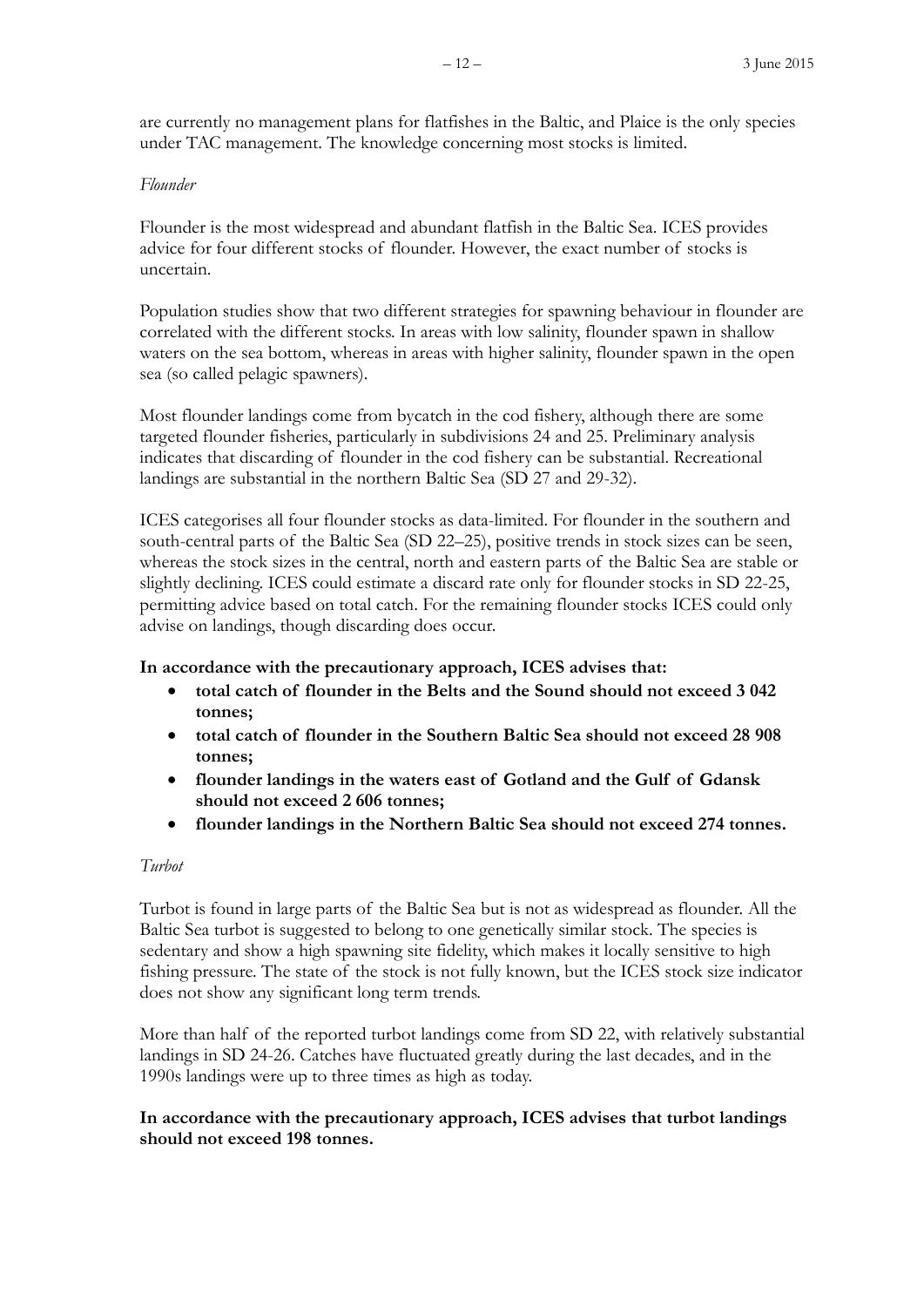are currently no management plans for flatfishes in the Baltic, and Plaice is the only species under TAC management. The knowledge concerning most stocks is limited.

*Flounder*

Flounder is the most widespread and abundant flatfish in the Baltic Sea. ICES provides advice for four different stocks of flounder. However, the exact number of stocks is uncertain.

Population studies show that two different strategies for spawning behaviour in flounder are correlated with the different stocks. In areas with low salinity, flounder spawn in shallow waters on the sea bottom, whereas in areas with higher salinity, flounder spawn in the open sea (so called pelagic spawners).

Most flounder landings come from bycatch in the cod fishery, although there are some targeted flounder fisheries, particularly in subdivisions 24 and 25. Preliminary analysis indicates that discarding of flounder in the cod fishery can be substantial. Recreational landings are substantial in the northern Baltic Sea (SD 27 and 29-32).

ICES categorises all four flounder stocks as data-limited. For flounder in the southern and south-central parts of the Baltic Sea (SD 22–25), positive trends in stock sizes can be seen, whereas the stock sizes in the central, north and eastern parts of the Baltic Sea are stable or slightly declining. ICES could estimate a discard rate only for flounder stocks in SD 22-25, permitting advice based on total catch. For the remaining flounder stocks ICES could only advise on landings, though discarding does occur.

**In accordance with the precautionary approach, ICES advises that:**

- **total catch of flounder in the Belts and the Sound should not exceed 3 042 tonnes;**
- **total catch of flounder in the Southern Baltic Sea should not exceed 28 908 tonnes;**
- **flounder landings in the waters east of Gotland and the Gulf of Gdansk should not exceed 2 606 tonnes;**
- **flounder landings in the Northern Baltic Sea should not exceed 274 tonnes.**

*Turbot*

Turbot is found in large parts of the Baltic Sea but is not as widespread as flounder. All the Baltic Sea turbot is suggested to belong to one genetically similar stock. The species is sedentary and show a high spawning site fidelity, which makes it locally sensitive to high fishing pressure. The state of the stock is not fully known, but the ICES stock size indicator does not show any significant long term trends.

More than half of the reported turbot landings come from SD 22, with relatively substantial landings in SD 24-26. Catches have fluctuated greatly during the last decades, and in the 1990s landings were up to three times as high as today.

**In accordance with the precautionary approach, ICES advises that turbot landings should not exceed 198 tonnes.**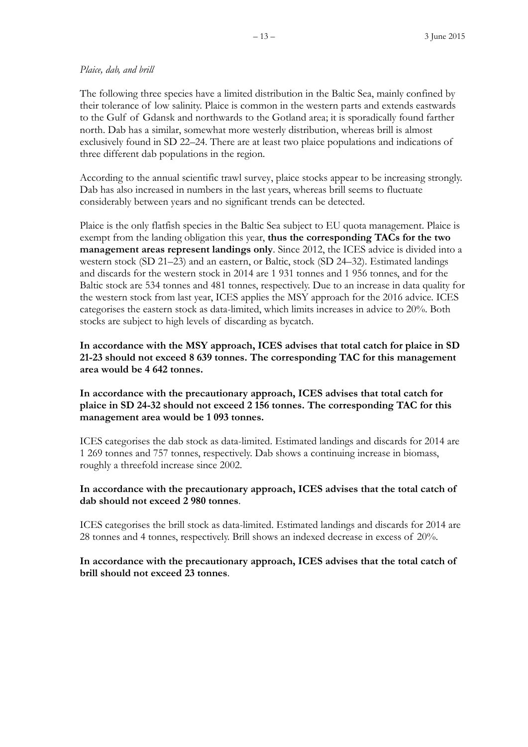*Plaice, dab, and brill*

The following three species have a limited distribution in the Baltic Sea, mainly confined by their tolerance of low salinity. Plaice is common in the western parts and extends eastwards to the Gulf of Gdansk and northwards to the Gotland area; it is sporadically found farther north. Dab has a similar, somewhat more westerly distribution, whereas brill is almost exclusively found in SD 22–24. There are at least two plaice populations and indications of three different dab populations in the region.

According to the annual scientific trawl survey, plaice stocks appear to be increasing strongly. Dab has also increased in numbers in the last years, whereas brill seems to fluctuate considerably between years and no significant trends can be detected.

Plaice is the only flatfish species in the Baltic Sea subject to EU quota management. Plaice is exempt from the landing obligation this year, **thus the corresponding TACs for the two management areas represent landings only**. Since 2012, the ICES advice is divided into a western stock (SD 21–23) and an eastern, or Baltic, stock (SD 24–32). Estimated landings and discards for the western stock in 2014 are 1 931 tonnes and 1 956 tonnes, and for the Baltic stock are 534 tonnes and 481 tonnes, respectively. Due to an increase in data quality for the western stock from last year, ICES applies the MSY approach for the 2016 advice. ICES categorises the eastern stock as data-limited, which limits increases in advice to 20%. Both stocks are subject to high levels of discarding as bycatch.

**In accordance with the MSY approach, ICES advises that total catch for plaice in SD 21-23 should not exceed 8 639 tonnes. The corresponding TAC for this management area would be 4 642 tonnes.**

**In accordance with the precautionary approach, ICES advises that total catch for plaice in SD 24-32 should not exceed 2 156 tonnes. The corresponding TAC for this management area would be 1 093 tonnes.**

ICES categorises the dab stock as data-limited. Estimated landings and discards for 2014 are 1 269 tonnes and 757 tonnes, respectively. Dab shows a continuing increase in biomass, roughly a threefold increase since 2002.

**In accordance with the precautionary approach, ICES advises that the total catch of dab should not exceed 2 980 tonnes**.

ICES categorises the brill stock as data-limited. Estimated landings and discards for 2014 are 28 tonnes and 4 tonnes, respectively. Brill shows an indexed decrease in excess of 20%.

**In accordance with the precautionary approach, ICES advises that the total catch of brill should not exceed 23 tonnes**.